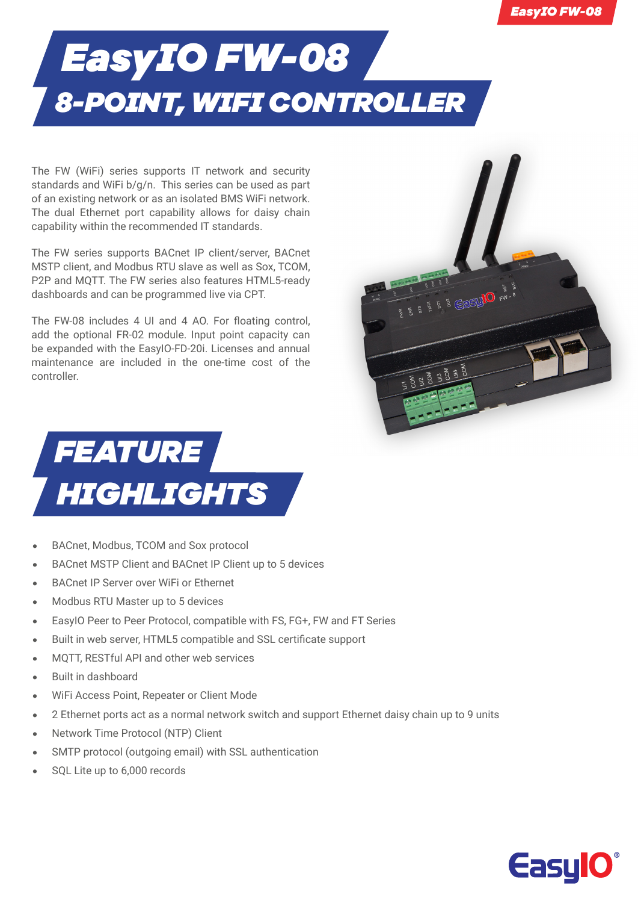# EasyIO FW-08

## 8-POINT, WIFI CONTROLLER

The FW (WiFi) series supports IT network and security standards and WiFi b/g/n. This series can be used as part of an existing network or as an isolated BMS WiFi network. The dual Ethernet port capability allows for daisy chain capability within the recommended IT standards.

The FW series supports BACnet IP client/server, BACnet MSTP client, and Modbus RTU slave as well as Sox, TCOM, P2P and MQTT. The FW series also features HTML5-ready dashboards and can be programmed live via CPT.

The FW-08 includes 4 UI and 4 AO. For floating control, add the optional FR-02 module. Input point capacity can be expanded with the EasyIO-FD-20i. Licenses and annual maintenance are included in the one-time cost of the controller.

## FEATURE HIGHLIGHTS

- BACnet, Modbus, TCOM and Sox protocol
- BACnet MSTP Client and BACnet IP Client up to 5 devices
- BACnet IP Server over WiFi or Ethernet
- Modbus RTU Master up to 5 devices
- EasyIO Peer to Peer Protocol, compatible with FS, FG+, FW and FT Series
- Built in web server, HTML5 compatible and SSL certificate support
- MQTT, RESTful API and other web services
- Built in dashboard
- WiFi Access Point, Repeater or Client Mode
- 2 Ethernet ports act as a normal network switch and support Ethernet daisy chain up to 9 units
- Network Time Protocol (NTP) Client
- SMTP protocol (outgoing email) with SSL authentication
- SQL Lite up to 6,000 records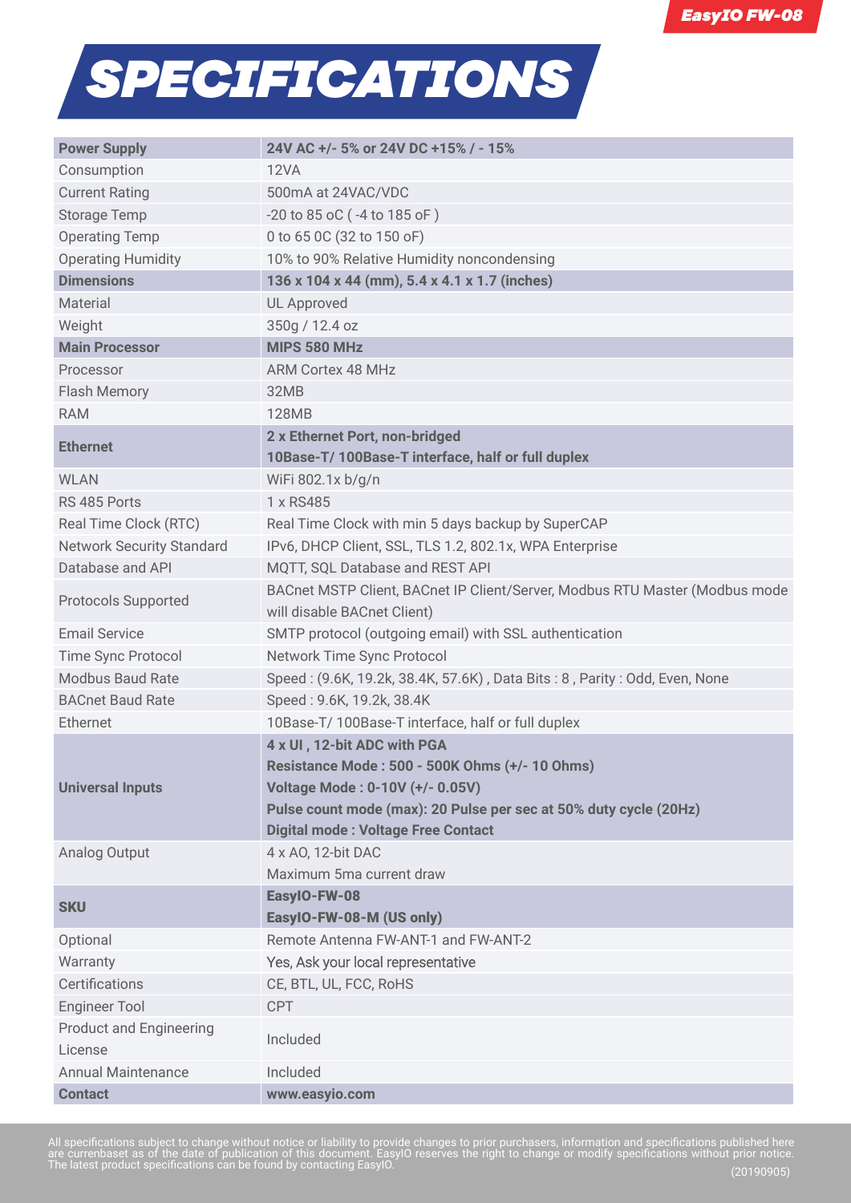# SPECIFICATIONS

| | |
|---|---|
| **Power Supply** | **24V AC +/- 5% or 24V DC +15% / - 15%** |
| Consumption | 12VA |
| Current Rating | 500mA at 24VAC/VDC |
| Storage Temp | -20 to 85 oC ( -4 to 185 oF ) |
| Operating Temp | 0 to 65 0C (32 to 150 oF) |
| Operating Humidity | 10% to 90% Relative Humidity noncondensing |
| **Dimensions** | **136 x 104 x 44 (mm), 5.4 x 4.1 x 1.7 (inches)** |
| Material | UL Approved |
| Weight | 350g / 12.4 oz |
| **Main Processor** | **MIPS 580 MHz** |
| Processor | ARM Cortex 48 MHz |
| Flash Memory | 32MB |
| RAM | 128MB |
| **Ethernet** | **2 x Ethernet Port, non-bridged**<br>**10Base-T/ 100Base-T interface, half or full duplex** |
| WLAN | WiFi 802.1x b/g/n |
| RS 485 Ports | 1 x RS485 |
| Real Time Clock (RTC) | Real Time Clock with min 5 days backup by SuperCAP |
| Network Security Standard | IPv6, DHCP Client, SSL, TLS 1.2, 802.1x, WPA Enterprise |
| Database and API | MQTT, SQL Database and REST API |
| Protocols Supported | BACnet MSTP Client, BACnet IP Client/Server, Modbus RTU Master (Modbus mode will disable BACnet Client) |
| Email Service | SMTP protocol (outgoing email) with SSL authentication |
| Time Sync Protocol | Network Time Sync Protocol |
| Modbus Baud Rate | Speed : (9.6K, 19.2k, 38.4K, 57.6K) , Data Bits : 8 , Parity : Odd, Even, None |
| BACnet Baud Rate | Speed : 9.6K, 19.2k, 38.4K |
| Ethernet | 10Base-T/ 100Base-T interface, half or full duplex |
| **Universal Inputs** | **4 x UI , 12-bit ADC with PGA**<br>**Resistance Mode : 500 - 500K Ohms (+/- 10 Ohms)**<br>**Voltage Mode : 0-10V (+/- 0.05V)**<br>**Pulse count mode (max): 20 Pulse per sec at 50% duty cycle (20Hz)**<br>**Digital mode : Voltage Free Contact** |
| Analog Output | 4 x AO, 12-bit DAC<br>Maximum 5ma current draw |
| **SKU** | **EasyIO-FW-08**<br>**EasyIO-FW-08-M (US only)** |
| Optional | Remote Antenna FW-ANT-1 and FW-ANT-2 |
| Warranty | Yes, Ask your local representative |
| Certifications | CE, BTL, UL, FCC, RoHS |
| Engineer Tool | CPT |
| Product and Engineering License | Included |
| Annual Maintenance | Included |
| **Contact** | **www.easyio.com** |

All specifications subject to change without notice or liability to provide changes to prior purchasers, information and specifications published here are currenbaset as of the date of publication of this document. EasyIO reserves the right to change or modify specifications without prior notice. The latest product specifications can be found by contacting EasyIO.

(20190905)